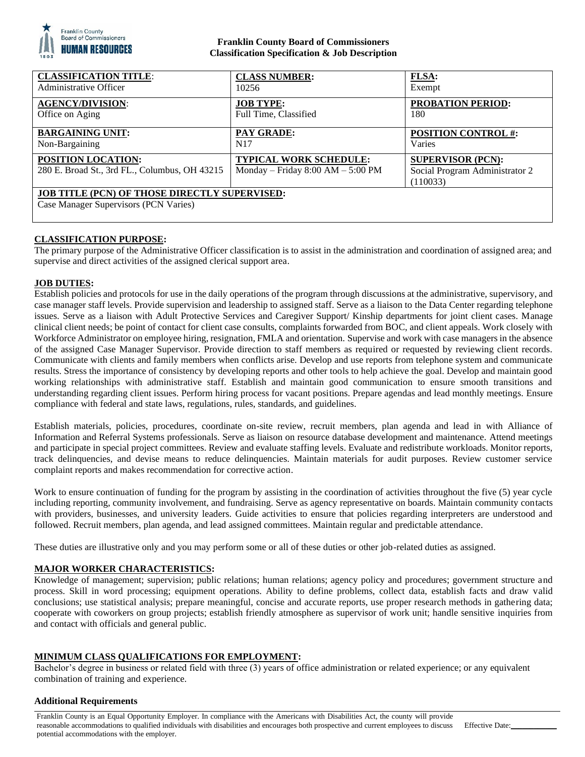**Franklin County Board of Commissioners**
**Classification Specification & Job Description**

| **CLASSIFICATION TITLE**: | **CLASS NUMBER:** | **FLSA:** |
|---|---|---|
| Administrative Officer | 10256 | Exempt |
| **AGENCY/DIVISION**: | **JOB TYPE:** | **PROBATION PERIOD:** |
| Office on Aging | Full Time, Classified | 180 |
| **BARGAINING UNIT:** | **PAY GRADE:** | **POSITION CONTROL #:** |
| Non-Bargaining | N17 | Varies |
| **POSITION LOCATION:** | **TYPICAL WORK SCHEDULE:** | **SUPERVISOR (PCN):** |
| 280 E. Broad St., 3rd FL., Columbus, OH 43215 | Monday – Friday 8:00 AM – 5:00 PM | Social Program Administrator 2 (110033) |
| **JOB TITLE (PCN) OF THOSE DIRECTLY SUPERVISED:** | | |
| Case Manager Supervisors (PCN Varies) | | |

## CLASSIFICATION PURPOSE:

The primary purpose of the Administrative Officer classification is to assist in the administration and coordination of assigned area; and supervise and direct activities of the assigned clerical support area.

## JOB DUTIES:

Establish policies and protocols for use in the daily operations of the program through discussions at the administrative, supervisory, and case manager staff levels. Provide supervision and leadership to assigned staff. Serve as a liaison to the Data Center regarding telephone issues. Serve as a liaison with Adult Protective Services and Caregiver Support/ Kinship departments for joint client cases. Manage clinical client needs; be point of contact for client case consults, complaints forwarded from BOC, and client appeals. Work closely with Workforce Administrator on employee hiring, resignation, FMLA and orientation. Supervise and work with case managers in the absence of the assigned Case Manager Supervisor. Provide direction to staff members as required or requested by reviewing client records. Communicate with clients and family members when conflicts arise. Develop and use reports from telephone system and communicate results. Stress the importance of consistency by developing reports and other tools to help achieve the goal. Develop and maintain good working relationships with administrative staff. Establish and maintain good communication to ensure smooth transitions and understanding regarding client issues. Perform hiring process for vacant positions. Prepare agendas and lead monthly meetings. Ensure compliance with federal and state laws, regulations, rules, standards, and guidelines.

Establish materials, policies, procedures, coordinate on-site review, recruit members, plan agenda and lead in with Alliance of Information and Referral Systems professionals. Serve as liaison on resource database development and maintenance. Attend meetings and participate in special project committees. Review and evaluate staffing levels. Evaluate and redistribute workloads. Monitor reports, track delinquencies, and devise means to reduce delinquencies. Maintain materials for audit purposes. Review customer service complaint reports and makes recommendation for corrective action.

Work to ensure continuation of funding for the program by assisting in the coordination of activities throughout the five (5) year cycle including reporting, community involvement, and fundraising. Serve as agency representative on boards. Maintain community contacts with providers, businesses, and university leaders. Guide activities to ensure that policies regarding interpreters are understood and followed. Recruit members, plan agenda, and lead assigned committees. Maintain regular and predictable attendance.

These duties are illustrative only and you may perform some or all of these duties or other job-related duties as assigned.

## MAJOR WORKER CHARACTERISTICS:

Knowledge of management; supervision; public relations; human relations; agency policy and procedures; government structure and process. Skill in word processing; equipment operations. Ability to define problems, collect data, establish facts and draw valid conclusions; use statistical analysis; prepare meaningful, concise and accurate reports, use proper research methods in gathering data; cooperate with coworkers on group projects; establish friendly atmosphere as supervisor of work unit; handle sensitive inquiries from and contact with officials and general public.

## MINIMUM CLASS QUALIFICATIONS FOR EMPLOYMENT:

Bachelor's degree in business or related field with three (3) years of office administration or related experience; or any equivalent combination of training and experience.

### Additional Requirements

Franklin County is an Equal Opportunity Employer. In compliance with the Americans with Disabilities Act, the county will provide reasonable accommodations to qualified individuals with disabilities and encourages both prospective and current employees to discuss potential accommodations with the employer.

Effective Date:___________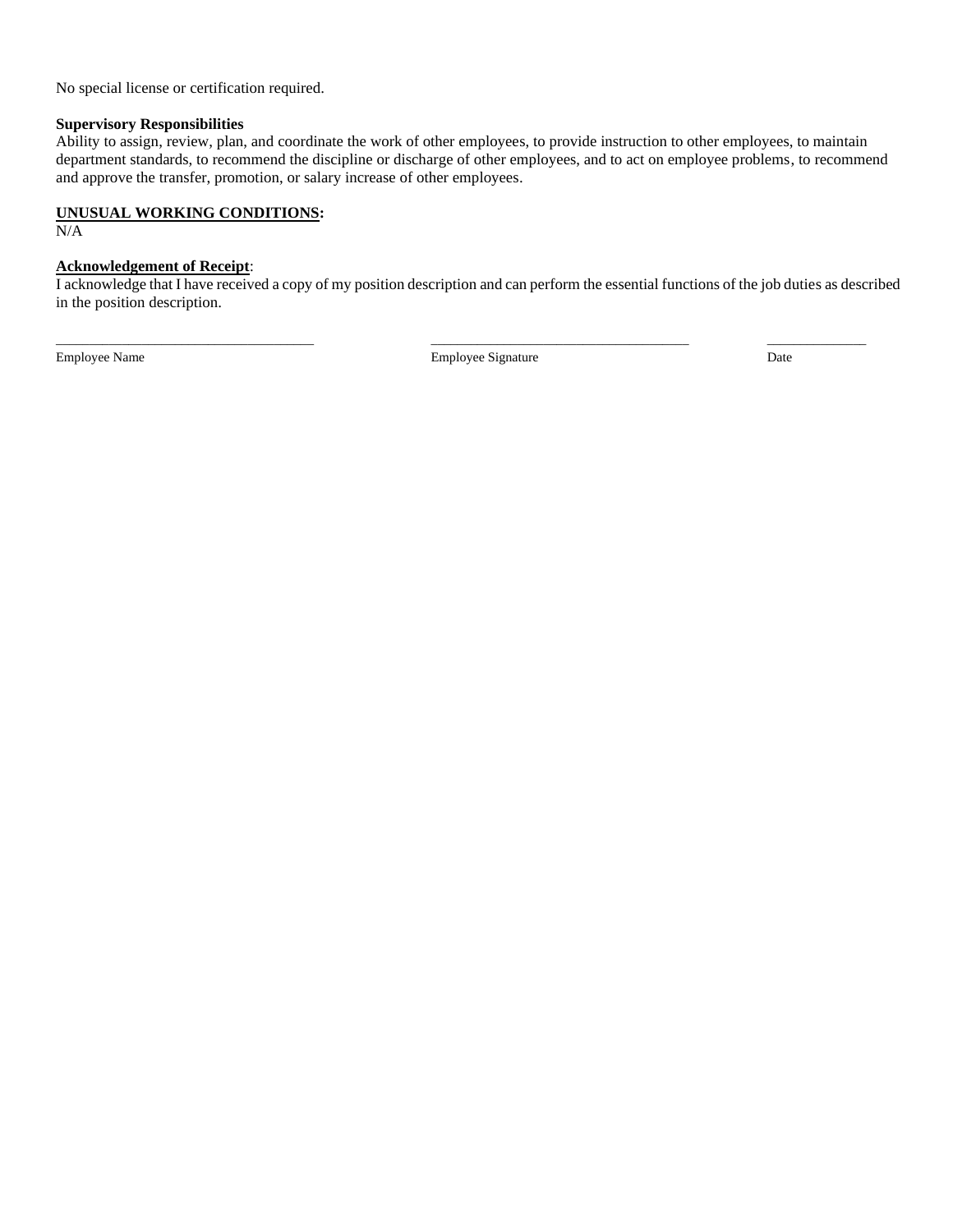No special license or certification required.

**Supervisory Responsibilities**
Ability to assign, review, plan, and coordinate the work of other employees, to provide instruction to other employees, to maintain department standards, to recommend the discipline or discharge of other employees, and to act on employee problems, to recommend and approve the transfer, promotion, or salary increase of other employees.

**UNUSUAL WORKING CONDITIONS:**
N/A

**Acknowledgement of Receipt**:
I acknowledge that I have received a copy of my position description and can perform the essential functions of the job duties as described in the position description.

| | | |
|---|---|---|
| ___________________________________ | ___________________________________ | _____________ |
| Employee Name | Employee Signature | Date |